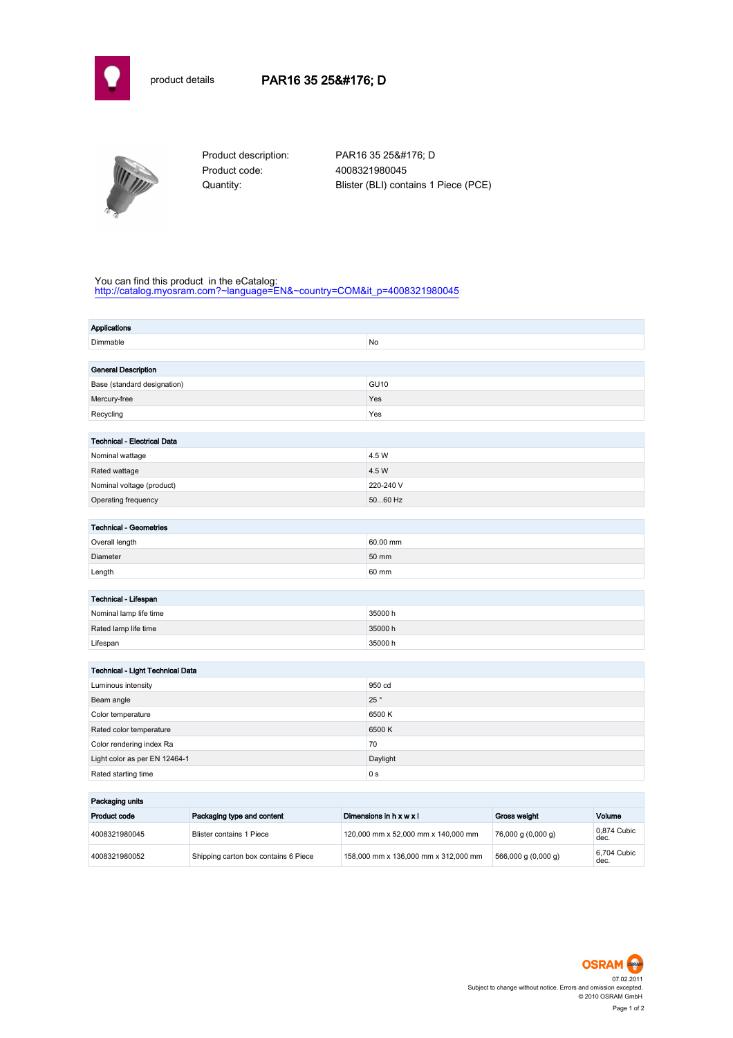product details

# PAR16 35 25&#176; D

Product description: PAR16 35 25&#176; D
Product code: 4008321980045
Quantity: Blister (BLI) contains 1 Piece (PCE)

You can find this product in the eCatalog:
http://catalog.myosram.com?~language=EN&~country=COM&it_p=4008321980045

| **Applications** | |
|---|---|
| Dimmable | No |

| **General Description** | |
|---|---|
| Base (standard designation) | GU10 |
| Mercury-free | Yes |
| Recycling | Yes |

| **Technical - Electrical Data** | |
|---|---|
| Nominal wattage | 4.5 W |
| Rated wattage | 4.5 W |
| Nominal voltage (product) | 220-240 V |
| Operating frequency | 50...60 Hz |

| **Technical - Geometries** | |
|---|---|
| Overall length | 60.00 mm |
| Diameter | 50 mm |
| Length | 60 mm |

| **Technical - Lifespan** | |
|---|---|
| Nominal lamp life time | 35000 h |
| Rated lamp life time | 35000 h |
| Lifespan | 35000 h |

| **Technical - Light Technical Data** | |
|---|---|
| Luminous intensity | 950 cd |
| Beam angle | 25 ° |
| Color temperature | 6500 K |
| Rated color temperature | 6500 K |
| Color rendering index Ra | 70 |
| Light color as per EN 12464-1 | Daylight |
| Rated starting time | 0 s |

**Packaging units**

| Product code | Packaging type and content | Dimensions in h x w x l | Gross weight | Volume |
|---|---|---|---|---|
| 4008321980045 | Blister contains 1 Piece | 120,000 mm x 52,000 mm x 140,000 mm | 76,000 g (0,000 g) | 0,874 Cubic dec. |
| 4008321980052 | Shipping carton box contains 6 Piece | 158,000 mm x 136,000 mm x 312,000 mm | 566,000 g (0,000 g) | 6,704 Cubic dec. |

OSRAM

07.02.2011
Subject to change without notice. Errors and omission excepted.
© 2010 OSRAM GmbH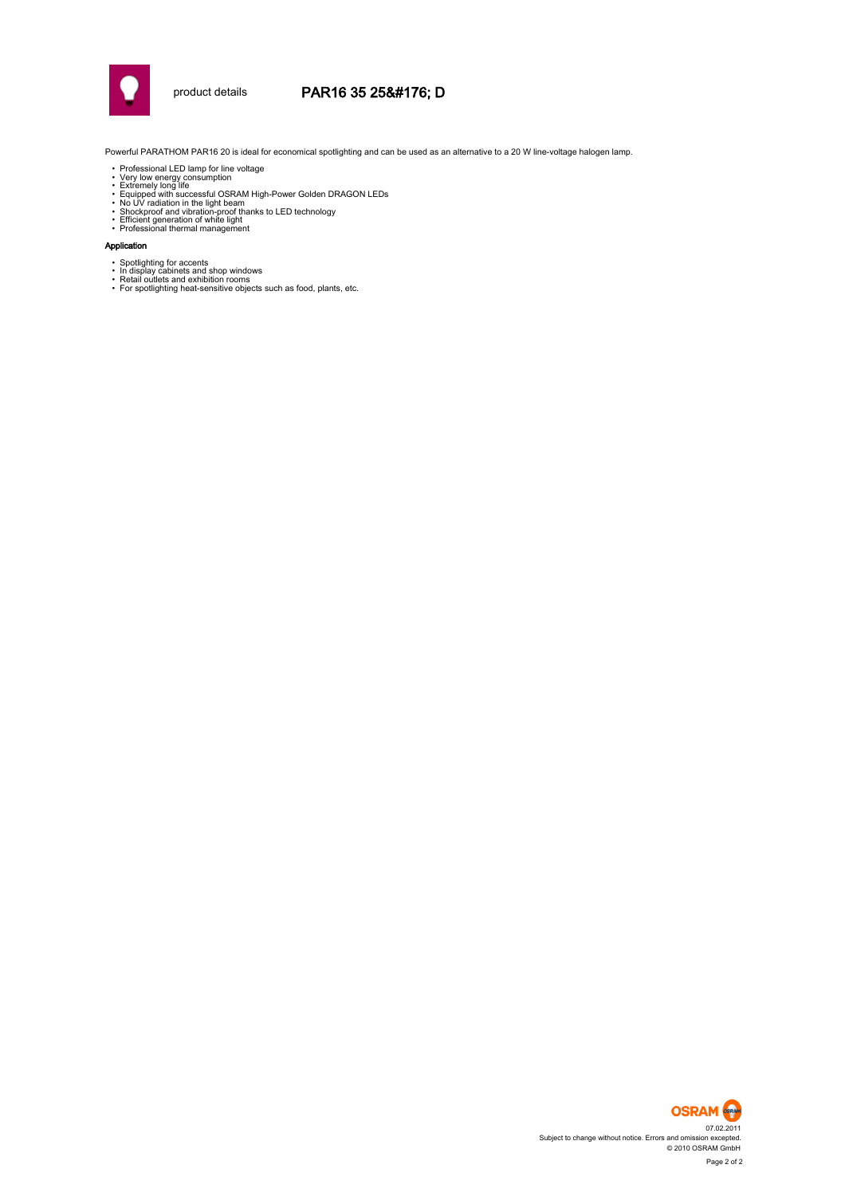product details

# PAR16 35 25&#176; D

Powerful PARATHOM PAR16 20 is ideal for economical spotlighting and can be used as an alternative to a 20 W line-voltage halogen lamp.

- Professional LED lamp for line voltage
- Very low energy consumption
- Extremely long life
- Equipped with successful OSRAM High-Power Golden DRAGON LEDs
- No UV radiation in the light beam
- Shockproof and vibration-proof thanks to LED technology
- Efficient generation of white light
- Professional thermal management

## Application

- Spotlighting for accents
- In display cabinets and shop windows
- Retail outlets and exhibition rooms
- For spotlighting heat-sensitive objects such as food, plants, etc.

07.02.2011
Subject to change without notice. Errors and omission excepted.
© 2010 OSRAM GmbH